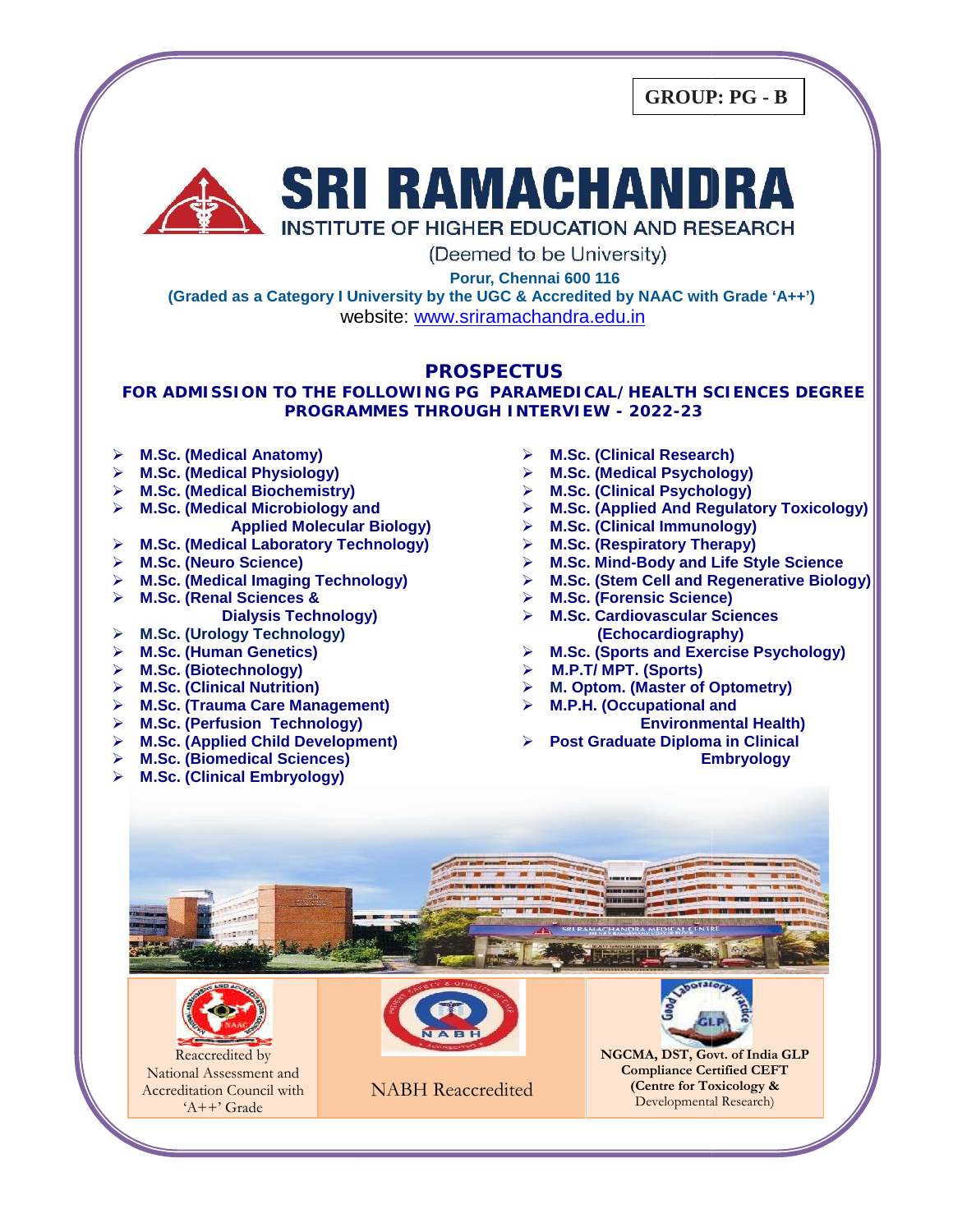**GROUP: PG - B**

# SRI RAMACHANDRA

## INSTITUTE OF HIGHER EDUCATION AND RESEARCH

(Deemed to be University)

**Porur, Chennai 600 116**

**(Graded as a Category I University by the UGC & Accredited by NAAC with Grade 'A++')**

website: www.sriramachandra.edu.in

## PROSPECTUS

### FOR ADMISSION TO THE FOLLOWING PG PARAMEDICAL/HEALTH SCIENCES DEGREE PROGRAMMES THROUGH INTERVIEW - 2022-23

- **M.Sc. (Medical Anatomy)**
- **M.Sc. (Medical Physiology)**
- **M.Sc. (Medical Biochemistry)**
- **M.Sc. (Medical Microbiology and Applied Molecular Biology)**
- **M.Sc. (Medical Laboratory Technology)**
- **M.Sc. (Neuro Science)**
- **M.Sc. (Medical Imaging Technology)**
- **M.Sc. (Renal Sciences & Dialysis Technology)**
- **M.Sc. (Urology Technology)**
- **M.Sc. (Human Genetics)**
- **M.Sc. (Biotechnology)**
- **M.Sc. (Clinical Nutrition)**
- **M.Sc. (Trauma Care Management)**
- **M.Sc. (Perfusion Technology)**
- **M.Sc. (Applied Child Development)**
- **M.Sc. (Biomedical Sciences)**
- **M.Sc. (Clinical Embryology)**
- **M.Sc. (Clinical Research)**
- **M.Sc. (Medical Psychology)**
- **M.Sc. (Clinical Psychology)**
- **M.Sc. (Applied And Regulatory Toxicology)**
- **M.Sc. (Clinical Immunology)**
- **M.Sc. (Respiratory Therapy)**
- **M.Sc. Mind-Body and Life Style Science**
- **M.Sc. (Stem Cell and Regenerative Biology)**
- **M.Sc. (Forensic Science)**
- **M.Sc. Cardiovascular Sciences (Echocardiography)**
- **M.Sc. (Sports and Exercise Psychology)**
- **M.P.T/ MPT. (Sports)**
- **M. Optom. (Master of Optometry)**
- **M.P.H. (Occupational and Environmental Health)**
- **Post Graduate Diploma in Clinical Embryology**

| Reaccredited by National Assessment and Accreditation Council with 'A++' Grade | NABH Reaccredited | **NGCMA, DST, Govt. of India GLP Compliance Certified CEFT (Centre for Toxicology &** Developmental Research) |
|---|---|---|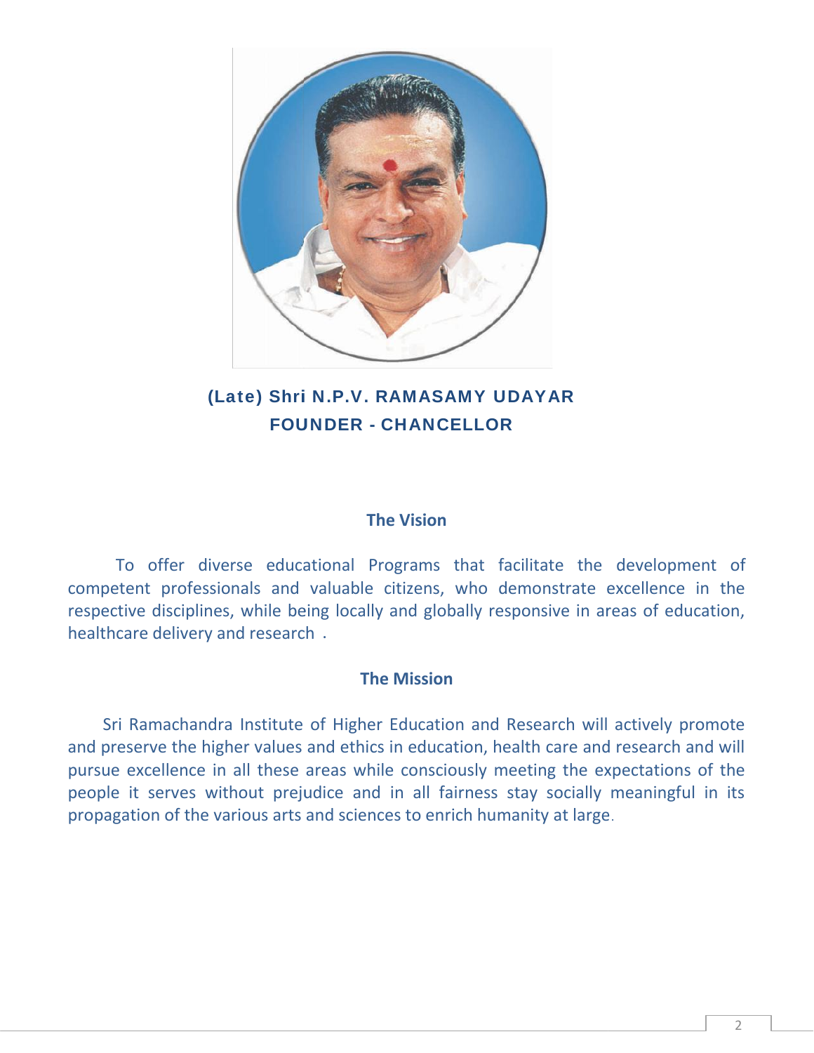**(Late) Shri N.P.V. RAMASAMY UDAYAR**
**FOUNDER - CHANCELLOR**

## The Vision

To offer diverse educational Programs that facilitate the development of competent professionals and valuable citizens, who demonstrate excellence in the respective disciplines, while being locally and globally responsive in areas of education, healthcare delivery and research .

## The Mission

Sri Ramachandra Institute of Higher Education and Research will actively promote and preserve the higher values and ethics in education, health care and research and will pursue excellence in all these areas while consciously meeting the expectations of the people it serves without prejudice and in all fairness stay socially meaningful in its propagation of the various arts and sciences to enrich humanity at large.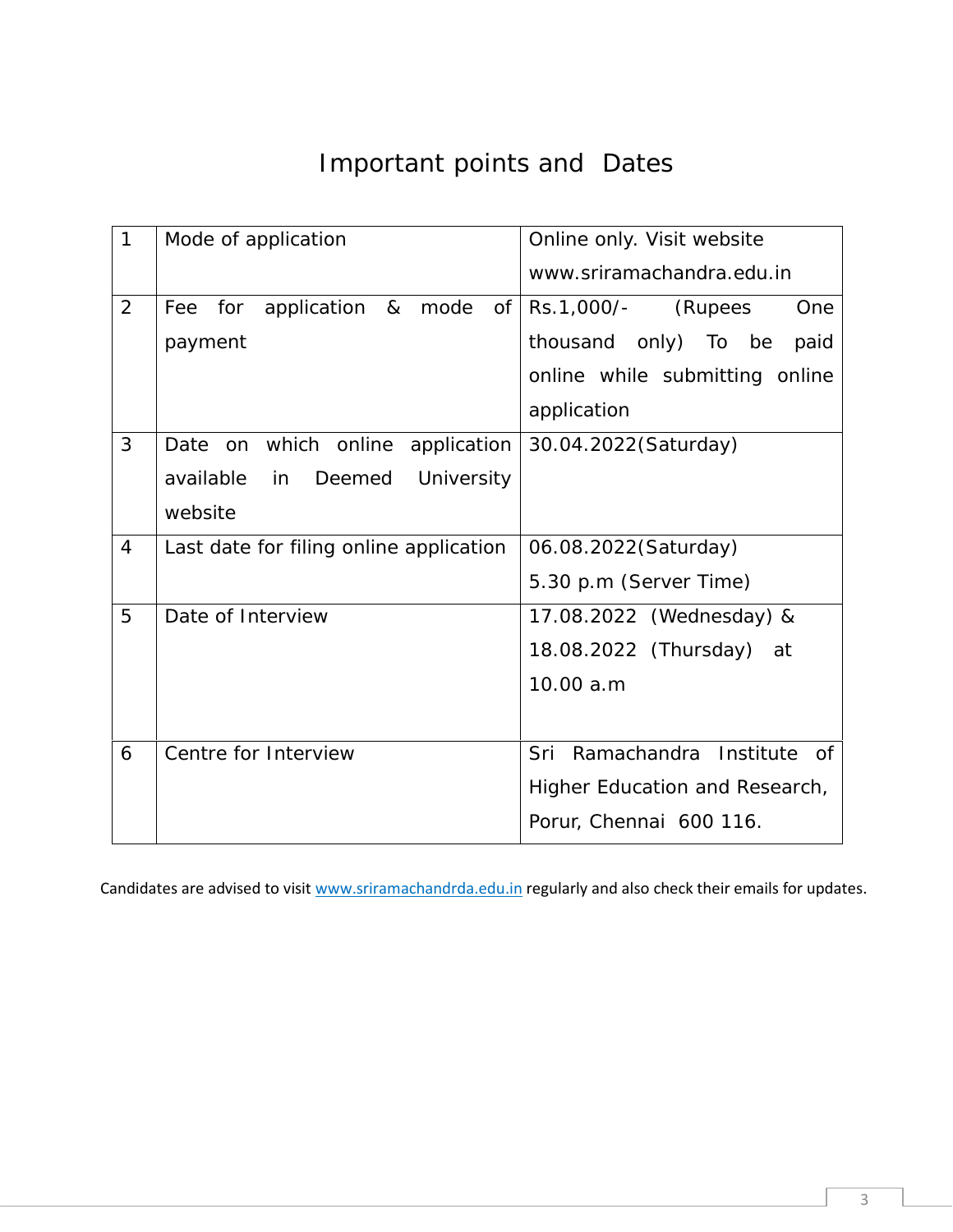# Important points and Dates

| 1 | Mode of application | Online only. Visit website www.sriramachandra.edu.in |
|---|---|---|
| 2 | Fee for application & mode of payment | Rs.1,000/- (Rupees One thousand only) To be paid online while submitting online application |
| 3 | Date on which online application available in Deemed University website | 30.04.2022(Saturday) |
| 4 | Last date for filing online application | 06.08.2022(Saturday) 5.30 p.m (Server Time) |
| 5 | Date of Interview | 17.08.2022 (Wednesday) & 18.08.2022 (Thursday) at 10.00 a.m |
| 6 | Centre for Interview | Sri Ramachandra Institute of Higher Education and Research, Porur, Chennai 600 116. |

Candidates are advised to visit www.sriramachandrda.edu.in regularly and also check their emails for updates.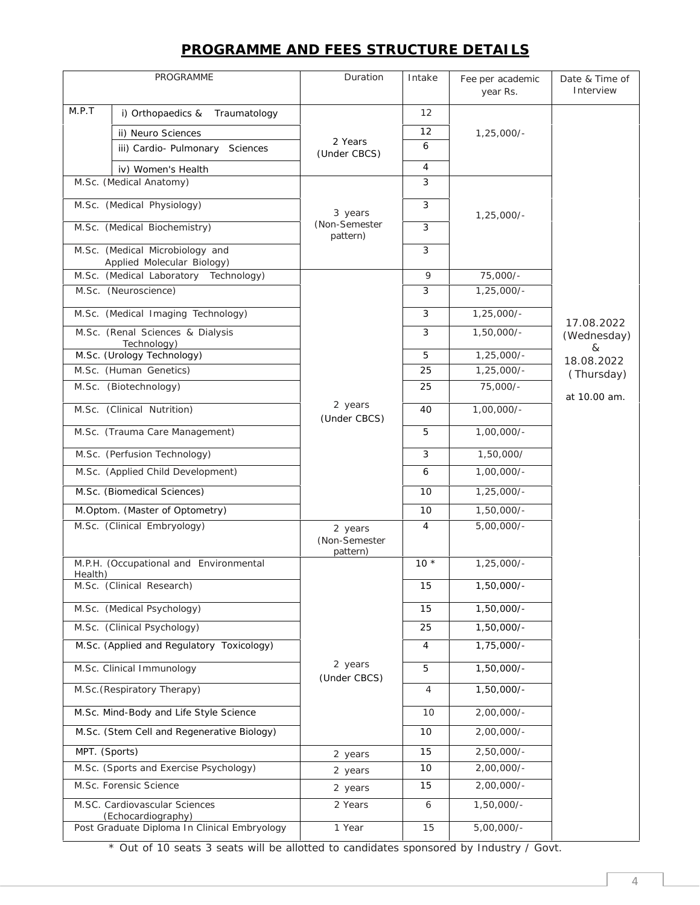# PROGRAMME AND FEES STRUCTURE DETAILS

| PROGRAMME | | Duration | Intake | Fee per academic year Rs. | Date & Time of Interview |
|---|---|---|---|---|---|
| M.P.T | i) Orthopaedics & Traumatology | 2 Years (Under CBCS) | 12 | 1,25,000/- | 17.08.2022 (Wednesday) & 18.08.2022 (Thursday) at 10.00 am. |
| | ii) Neuro Sciences | | 12 | | |
| | iii) Cardio- Pulmonary Sciences | | 6 | | |
| | iv) Women's Health | | 4 | | |
| M.Sc. (Medical Anatomy) | | 3 years (Non-Semester pattern) | 3 | 1,25,000/- | |
| M.Sc. (Medical Physiology) | | | 3 | | |
| M.Sc. (Medical Biochemistry) | | | 3 | | |
| M.Sc. (Medical Microbiology and Applied Molecular Biology) | | | 3 | | |
| M.Sc. (Medical Laboratory Technology) | | 2 years (Under CBCS) | 9 | 75,000/- | |
| M.Sc. (Neuroscience) | | | 3 | 1,25,000/- | |
| M.Sc. (Medical Imaging Technology) | | | 3 | 1,25,000/- | |
| M.Sc. (Renal Sciences & Dialysis Technology) | | | 3 | 1,50,000/- | |
| M.Sc. (Urology Technology) | | | 5 | 1,25,000/- | |
| M.Sc. (Human Genetics) | | | 25 | 1,25,000/- | |
| M.Sc. (Biotechnology) | | | 25 | 75,000/- | |
| M.Sc. (Clinical Nutrition) | | | 40 | 1,00,000/- | |
| M.Sc. (Trauma Care Management) | | | 5 | 1,00,000/- | |
| M.Sc. (Perfusion Technology) | | | 3 | 1,50,000/ | |
| M.Sc. (Applied Child Development) | | | 6 | 1,00,000/- | |
| M.Sc. (Biomedical Sciences) | | | 10 | 1,25,000/- | |
| M.Optom. (Master of Optometry) | | | 10 | 1,50,000/- | |
| M.Sc. (Clinical Embryology) | | 2 years (Non-Semester pattern) | 4 | 5,00,000/- | |
| M.P.H. (Occupational and Environmental Health) | | 2 years (Under CBCS) | 10 * | 1,25,000/- | |
| M.Sc. (Clinical Research) | | | 15 | 1,50,000/- | |
| M.Sc. (Medical Psychology) | | | 15 | 1,50,000/- | |
| M.Sc. (Clinical Psychology) | | | 25 | 1,50,000/- | |
| M.Sc. (Applied and Regulatory Toxicology) | | | 4 | 1,75,000/- | |
| M.Sc. Clinical Immunology | | | 5 | 1,50,000/- | |
| M.Sc.(Respiratory Therapy) | | | 4 | 1,50,000/- | |
| M.Sc. Mind-Body and Life Style Science | | | 10 | 2,00,000/- | |
| M.Sc. (Stem Cell and Regenerative Biology) | | | 10 | 2,00,000/- | |
| MPT. (Sports) | | 2 years | 15 | 2,50,000/- | |
| M.Sc. (Sports and Exercise Psychology) | | 2 years | 10 | 2,00,000/- | |
| M.Sc. Forensic Science | | 2 years | 15 | 2,00,000/- | |
| M.SC. Cardiovascular Sciences (Echocardiography) | | 2 Years | 6 | 1,50,000/- | |
| Post Graduate Diploma In Clinical Embryology | | 1 Year | 15 | 5,00,000/- | |

\* Out of 10 seats 3 seats will be allotted to candidates sponsored by Industry / Govt.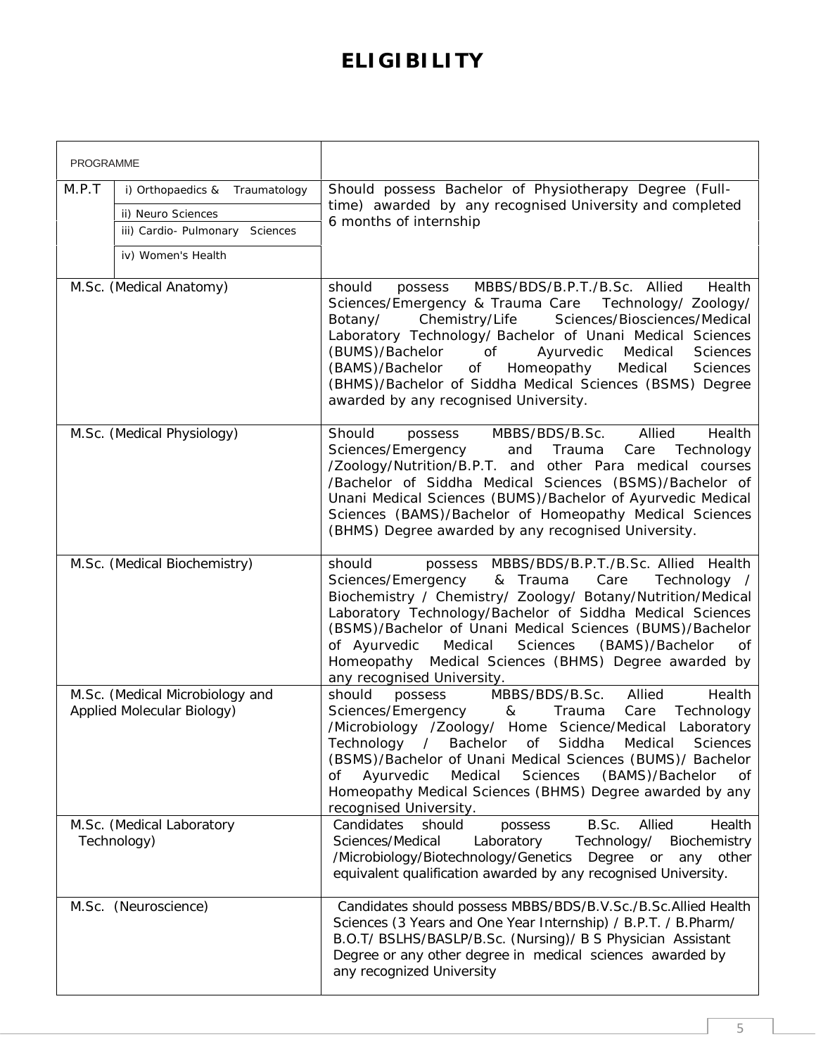# ELIGIBILITY

| PROGRAMME | | |
|---|---|---|
| M.P.T | i) Orthopaedics & Traumatology<br>ii) Neuro Sciences<br>iii) Cardio- Pulmonary Sciences<br>iv) Women's Health | Should possess Bachelor of Physiotherapy Degree (Full-time) awarded by any recognised University and completed 6 months of internship |
| M.Sc. (Medical Anatomy) | | should possess MBBS/BDS/B.P.T./B.Sc. Allied Health Sciences/Emergency & Trauma Care Technology/ Zoology/ Botany/ Chemistry/Life Sciences/Biosciences/Medical Laboratory Technology/ Bachelor of Unani Medical Sciences (BUMS)/Bachelor of Ayurvedic Medical Sciences (BAMS)/Bachelor of Homeopathy Medical Sciences (BHMS)/Bachelor of Siddha Medical Sciences (BSMS) Degree awarded by any recognised University. |
| M.Sc. (Medical Physiology) | | Should possess MBBS/BDS/B.Sc. Allied Health Sciences/Emergency and Trauma Care Technology /Zoology/Nutrition/B.P.T. and other Para medical courses /Bachelor of Siddha Medical Sciences (BSMS)/Bachelor of Unani Medical Sciences (BUMS)/Bachelor of Ayurvedic Medical Sciences (BAMS)/Bachelor of Homeopathy Medical Sciences (BHMS) Degree awarded by any recognised University. |
| M.Sc. (Medical Biochemistry) | | should possess MBBS/BDS/B.P.T./B.Sc. Allied Health Sciences/Emergency & Trauma Care Technology / Biochemistry / Chemistry/ Zoology/ Botany/Nutrition/Medical Laboratory Technology/Bachelor of Siddha Medical Sciences (BSMS)/Bachelor of Unani Medical Sciences (BUMS)/Bachelor of Ayurvedic Medical Sciences (BAMS)/Bachelor of Homeopathy Medical Sciences (BHMS) Degree awarded by any recognised University. |
| M.Sc. (Medical Microbiology and Applied Molecular Biology) | | should possess MBBS/BDS/B.Sc. Allied Health Sciences/Emergency & Trauma Care Technology /Microbiology /Zoology/ Home Science/Medical Laboratory Technology / Bachelor of Siddha Medical Sciences (BSMS)/Bachelor of Unani Medical Sciences (BUMS)/ Bachelor of Ayurvedic Medical Sciences (BAMS)/Bachelor of Homeopathy Medical Sciences (BHMS) Degree awarded by any recognised University. |
| M.Sc. (Medical Laboratory Technology) | | Candidates should possess B.Sc. Allied Health Sciences/Medical Laboratory Technology/ Biochemistry /Microbiology/Biotechnology/Genetics Degree or any other equivalent qualification awarded by any recognised University. |
| M.Sc. (Neuroscience) | | Candidates should possess MBBS/BDS/B.V.Sc./B.Sc.Allied Health Sciences (3 Years and One Year Internship) / B.P.T. / B.Pharm/ B.O.T/ BSLHS/BASLP/B.Sc. (Nursing)/ B S Physician Assistant Degree or any other degree in medical sciences awarded by any recognized University |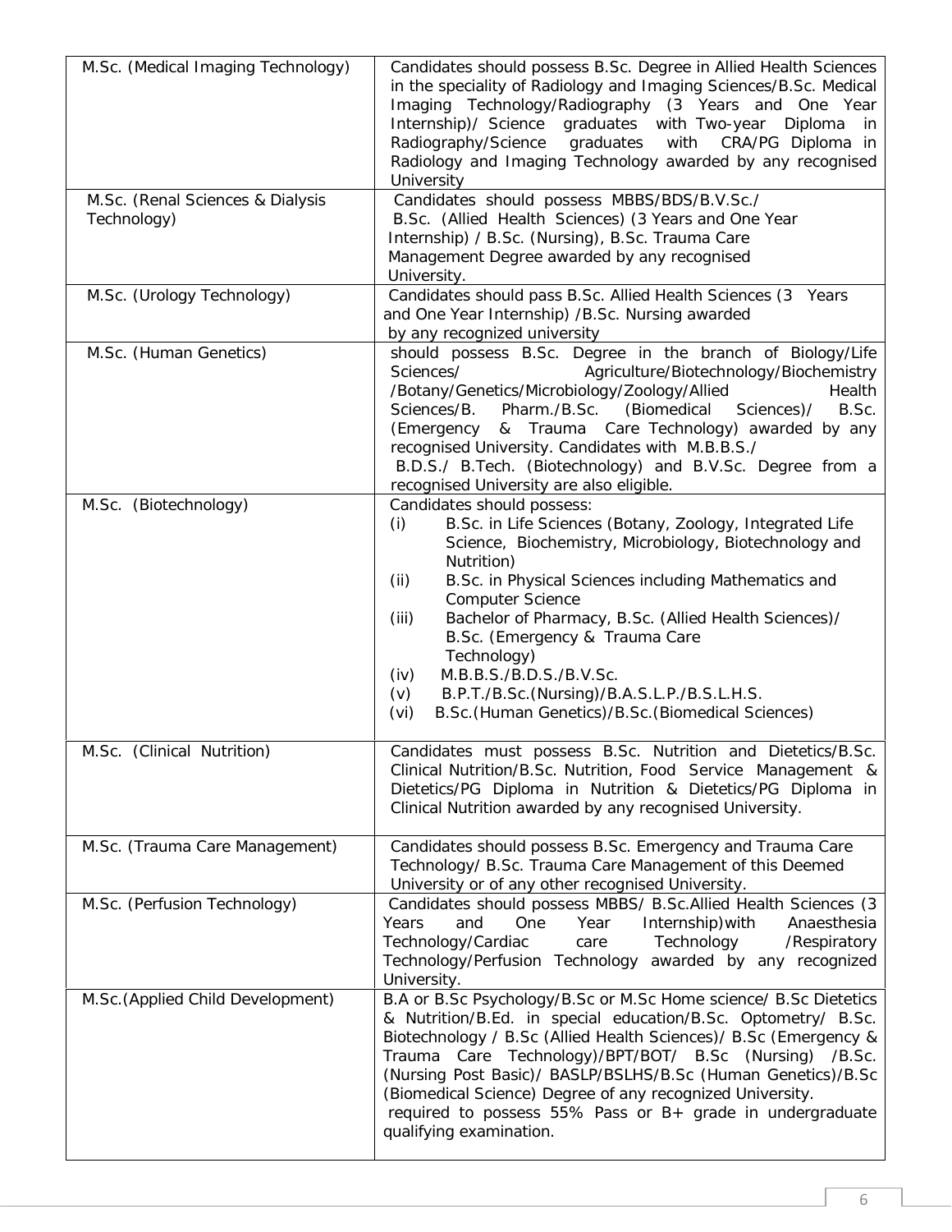| | |
|---|---|
| M.Sc. (Medical Imaging Technology) | Candidates should possess B.Sc. Degree in Allied Health Sciences in the speciality of Radiology and Imaging Sciences/B.Sc. Medical Imaging Technology/Radiography (3 Years and One Year Internship)/ Science graduates with Two-year Diploma in Radiography/Science graduates with CRA/PG Diploma in Radiology and Imaging Technology awarded by any recognised University |
| M.Sc. (Renal Sciences & Dialysis Technology) | Candidates should possess MBBS/BDS/B.V.Sc./ B.Sc. (Allied Health Sciences) (3 Years and One Year Internship) / B.Sc. (Nursing), B.Sc. Trauma Care Management Degree awarded by any recognised University. |
| M.Sc. (Urology Technology) | Candidates should pass B.Sc. Allied Health Sciences (3 Years and One Year Internship) /B.Sc. Nursing awarded by any recognized university |
| M.Sc. (Human Genetics) | should possess B.Sc. Degree in the branch of Biology/Life Sciences/ Agriculture/Biotechnology/Biochemistry /Botany/Genetics/Microbiology/Zoology/Allied Health Sciences/B. Pharm./B.Sc. (Biomedical Sciences)/ B.Sc. (Emergency & Trauma Care Technology) awarded by any recognised University. Candidates with M.B.B.S./ B.D.S./ B.Tech. (Biotechnology) and B.V.Sc. Degree from a recognised University are also eligible. |
| M.Sc. (Biotechnology) | Candidates should possess:<br>(i) B.Sc. in Life Sciences (Botany, Zoology, Integrated Life Science, Biochemistry, Microbiology, Biotechnology and Nutrition)<br>(ii) B.Sc. in Physical Sciences including Mathematics and Computer Science<br>(iii) Bachelor of Pharmacy, B.Sc. (Allied Health Sciences)/ B.Sc. (Emergency & Trauma Care Technology)<br>(iv) M.B.B.S./B.D.S./B.V.Sc.<br>(v) B.P.T./B.Sc.(Nursing)/B.A.S.L.P./B.S.L.H.S.<br>(vi) B.Sc.(Human Genetics)/B.Sc.(Biomedical Sciences) |
| M.Sc. (Clinical Nutrition) | Candidates must possess B.Sc. Nutrition and Dietetics/B.Sc. Clinical Nutrition/B.Sc. Nutrition, Food Service Management & Dietetics/PG Diploma in Nutrition & Dietetics/PG Diploma in Clinical Nutrition awarded by any recognised University. |
| M.Sc. (Trauma Care Management) | Candidates should possess B.Sc. Emergency and Trauma Care Technology/ B.Sc. Trauma Care Management of this Deemed University or of any other recognised University. |
| M.Sc. (Perfusion Technology) | Candidates should possess MBBS/ B.Sc.Allied Health Sciences (3 Years and One Year Internship)with Anaesthesia Technology/Cardiac care Technology /Respiratory Technology/Perfusion Technology awarded by any recognized University. |
| M.Sc.(Applied Child Development) | B.A or B.Sc Psychology/B.Sc or M.Sc Home science/ B.Sc Dietetics & Nutrition/B.Ed. in special education/B.Sc. Optometry/ B.Sc. Biotechnology / B.Sc (Allied Health Sciences)/ B.Sc (Emergency & Trauma Care Technology)/BPT/BOT/ B.Sc (Nursing) /B.Sc. (Nursing Post Basic)/ BASLP/BSLHS/B.Sc (Human Genetics)/B.Sc (Biomedical Science) Degree of any recognized University.<br>required to possess 55% Pass or B+ grade in undergraduate qualifying examination. |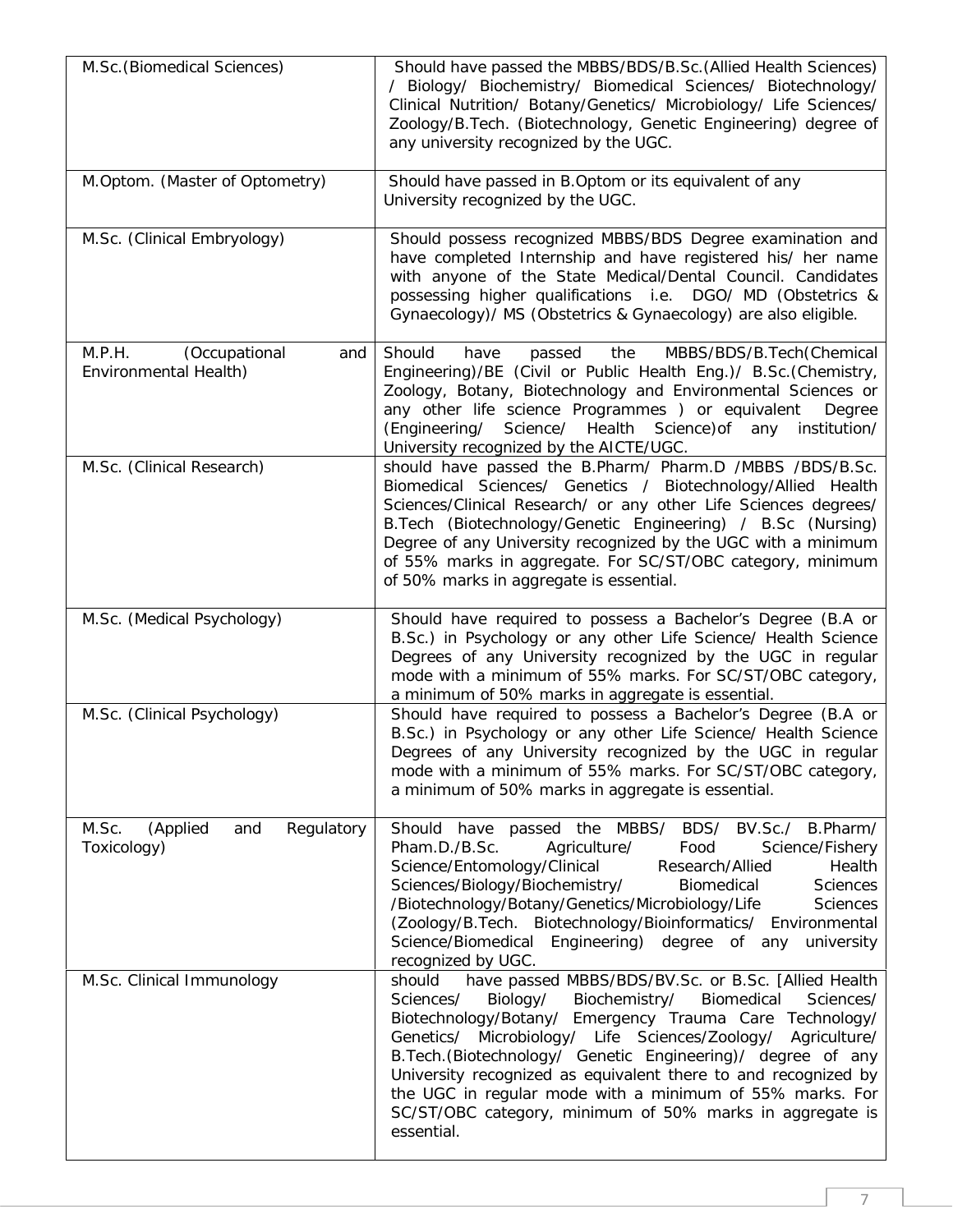| M.Sc.(Biomedical Sciences) | Should have passed the MBBS/BDS/B.Sc.(Allied Health Sciences) / Biology/ Biochemistry/ Biomedical Sciences/ Biotechnology/ Clinical Nutrition/ Botany/Genetics/ Microbiology/ Life Sciences/ Zoology/B.Tech. (Biotechnology, Genetic Engineering) degree of any university recognized by the UGC. |
|---|---|
| M.Optom. (Master of Optometry) | Should have passed in B.Optom or its equivalent of any University recognized by the UGC. |
| M.Sc. (Clinical Embryology) | Should possess recognized MBBS/BDS Degree examination and have completed Internship and have registered his/ her name with anyone of the State Medical/Dental Council. Candidates possessing higher qualifications i.e. DGO/ MD (Obstetrics & Gynaecology)/ MS (Obstetrics & Gynaecology) are also eligible. |
| M.P.H. (Occupational and Environmental Health) | Should have passed the MBBS/BDS/B.Tech(Chemical Engineering)/BE (Civil or Public Health Eng.)/ B.Sc.(Chemistry, Zoology, Botany, Biotechnology and Environmental Sciences or any other life science Programmes ) or equivalent Degree (Engineering/ Science/ Health Science)of any institution/ University recognized by the AICTE/UGC. |
| M.Sc. (Clinical Research) | should have passed the B.Pharm/ Pharm.D /MBBS /BDS/B.Sc. Biomedical Sciences/ Genetics / Biotechnology/Allied Health Sciences/Clinical Research/ or any other Life Sciences degrees/ B.Tech (Biotechnology/Genetic Engineering) / B.Sc (Nursing) Degree of any University recognized by the UGC with a minimum of 55% marks in aggregate. For SC/ST/OBC category, minimum of 50% marks in aggregate is essential. |
| M.Sc. (Medical Psychology) | Should have required to possess a Bachelor's Degree (B.A or B.Sc.) in Psychology or any other Life Science/ Health Science Degrees of any University recognized by the UGC in regular mode with a minimum of 55% marks. For SC/ST/OBC category, a minimum of 50% marks in aggregate is essential. |
| M.Sc. (Clinical Psychology) | Should have required to possess a Bachelor's Degree (B.A or B.Sc.) in Psychology or any other Life Science/ Health Science Degrees of any University recognized by the UGC in regular mode with a minimum of 55% marks. For SC/ST/OBC category, a minimum of 50% marks in aggregate is essential. |
| M.Sc. (Applied and Regulatory Toxicology) | Should have passed the MBBS/ BDS/ BV.Sc./ B.Pharm/ Pham.D./B.Sc. Agriculture/ Food Science/Fishery Science/Entomology/Clinical Research/Allied Health Sciences/Biology/Biochemistry/ Biomedical Sciences /Biotechnology/Botany/Genetics/Microbiology/Life Sciences (Zoology/B.Tech. Biotechnology/Bioinformatics/ Environmental Science/Biomedical Engineering) degree of any university recognized by UGC. |
| M.Sc. Clinical Immunology | should have passed MBBS/BDS/BV.Sc. or B.Sc. [Allied Health Sciences/ Biology/ Biochemistry/ Biomedical Sciences/ Biotechnology/Botany/ Emergency Trauma Care Technology/ Genetics/ Microbiology/ Life Sciences/Zoology/ Agriculture/ B.Tech.(Biotechnology/ Genetic Engineering)/ degree of any University recognized as equivalent there to and recognized by the UGC in regular mode with a minimum of 55% marks. For SC/ST/OBC category, minimum of 50% marks in aggregate is essential. |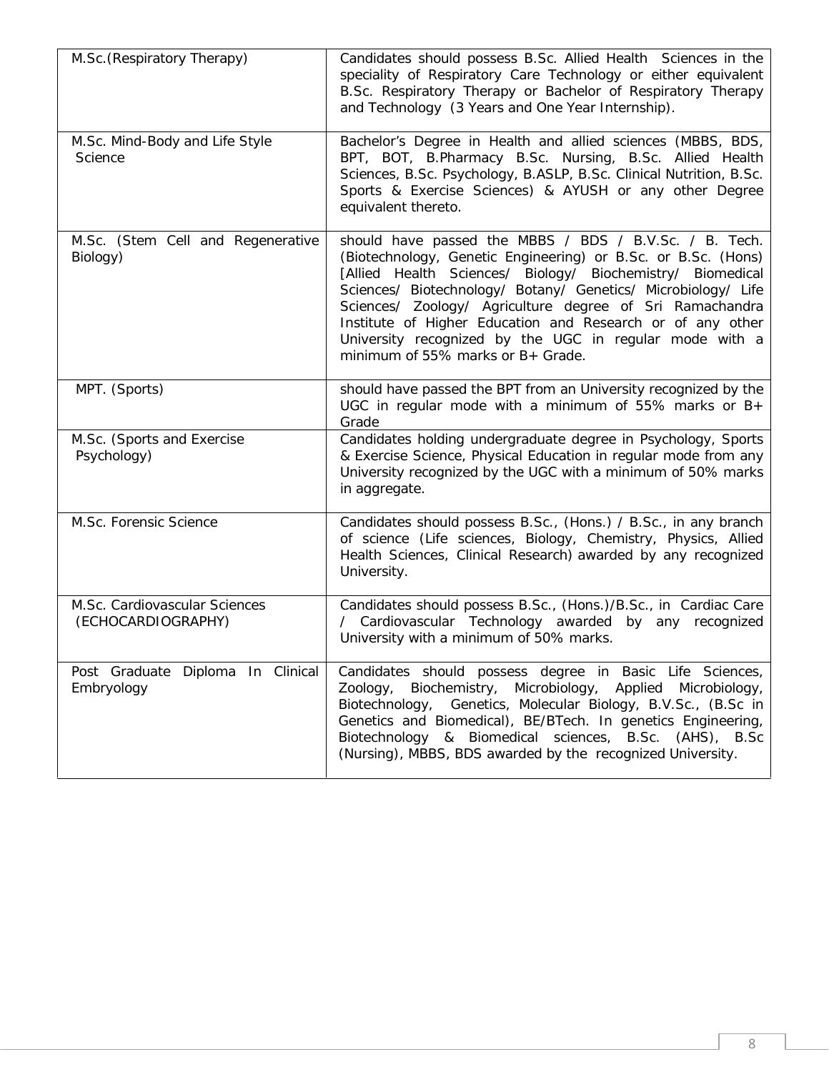| | |
|---|---|
| M.Sc.(Respiratory Therapy) | Candidates should possess B.Sc. Allied Health Sciences in the speciality of Respiratory Care Technology or either equivalent B.Sc. Respiratory Therapy or Bachelor of Respiratory Therapy and Technology (3 Years and One Year Internship). |
| M.Sc. Mind-Body and Life Style Science | Bachelor's Degree in Health and allied sciences (MBBS, BDS, BPT, BOT, B.Pharmacy B.Sc. Nursing, B.Sc. Allied Health Sciences, B.Sc. Psychology, B.ASLP, B.Sc. Clinical Nutrition, B.Sc. Sports & Exercise Sciences) & AYUSH or any other Degree equivalent thereto. |
| M.Sc. (Stem Cell and Regenerative Biology) | should have passed the MBBS / BDS / B.V.Sc. / B. Tech. (Biotechnology, Genetic Engineering) or B.Sc. or B.Sc. (Hons) [Allied Health Sciences/ Biology/ Biochemistry/ Biomedical Sciences/ Biotechnology/ Botany/ Genetics/ Microbiology/ Life Sciences/ Zoology/ Agriculture degree of Sri Ramachandra Institute of Higher Education and Research or of any other University recognized by the UGC in regular mode with a minimum of 55% marks or B+ Grade. |
| MPT. (Sports) | should have passed the BPT from an University recognized by the UGC in regular mode with a minimum of 55% marks or B+ Grade |
| M.Sc. (Sports and Exercise Psychology) | Candidates holding undergraduate degree in Psychology, Sports & Exercise Science, Physical Education in regular mode from any University recognized by the UGC with a minimum of 50% marks in aggregate. |
| M.Sc. Forensic Science | Candidates should possess B.Sc., (Hons.) / B.Sc., in any branch of science (Life sciences, Biology, Chemistry, Physics, Allied Health Sciences, Clinical Research) awarded by any recognized University. |
| M.Sc. Cardiovascular Sciences (ECHOCARDIOGRAPHY) | Candidates should possess B.Sc., (Hons.)/B.Sc., in Cardiac Care / Cardiovascular Technology awarded by any recognized University with a minimum of 50% marks. |
| Post Graduate Diploma In Clinical Embryology | Candidates should possess degree in Basic Life Sciences, Zoology, Biochemistry, Microbiology, Applied Microbiology, Biotechnology, Genetics, Molecular Biology, B.V.Sc., (B.Sc in Genetics and Biomedical), BE/BTech. In genetics Engineering, Biotechnology & Biomedical sciences, B.Sc. (AHS), B.Sc (Nursing), MBBS, BDS awarded by the recognized University. |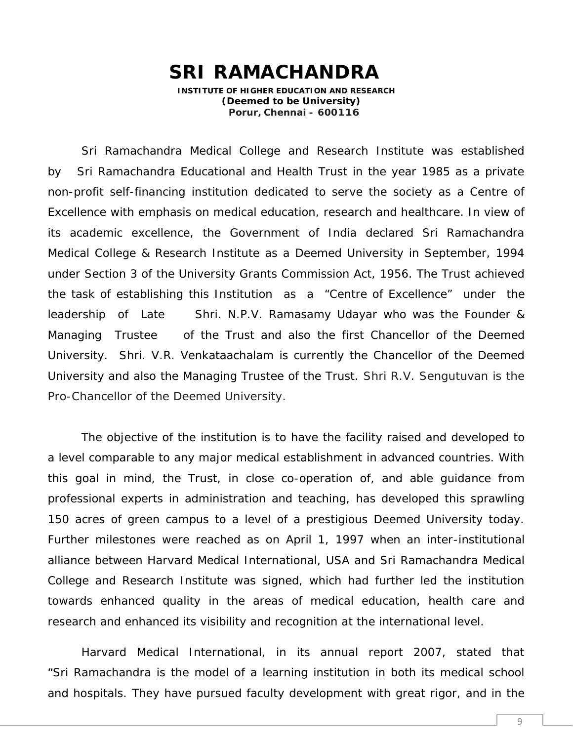# SRI RAMACHANDRA

**INSTITUTE OF HIGHER EDUCATION AND RESEARCH**
**(Deemed to be University)**
**Porur, Chennai - 600116**

Sri Ramachandra Medical College and Research Institute was established by Sri Ramachandra Educational and Health Trust in the year 1985 as a private non-profit self-financing institution dedicated to serve the society as a Centre of Excellence with emphasis on medical education, research and healthcare. In view of its academic excellence, the Government of India declared Sri Ramachandra Medical College & Research Institute as a Deemed University in September, 1994 under Section 3 of the University Grants Commission Act, 1956. The Trust achieved the task of establishing this Institution as a "Centre of Excellence" under the leadership of Late Shri. N.P.V. Ramasamy Udayar who was the Founder & Managing Trustee of the Trust and also the first Chancellor of the Deemed University. Shri. V.R. Venkataachalam is currently the Chancellor of the Deemed University and also the Managing Trustee of the Trust. Shri R.V. Sengutuvan is the Pro-Chancellor of the Deemed University.

The objective of the institution is to have the facility raised and developed to a level comparable to any major medical establishment in advanced countries. With this goal in mind, the Trust, in close co-operation of, and able guidance from professional experts in administration and teaching, has developed this sprawling 150 acres of green campus to a level of a prestigious Deemed University today. Further milestones were reached as on April 1, 1997 when an inter-institutional alliance between Harvard Medical International, USA and Sri Ramachandra Medical College and Research Institute was signed, which had further led the institution towards enhanced quality in the areas of medical education, health care and research and enhanced its visibility and recognition at the international level.

Harvard Medical International, in its annual report 2007, stated that "Sri Ramachandra is the model of a learning institution in both its medical school and hospitals. They have pursued faculty development with great rigor, and in the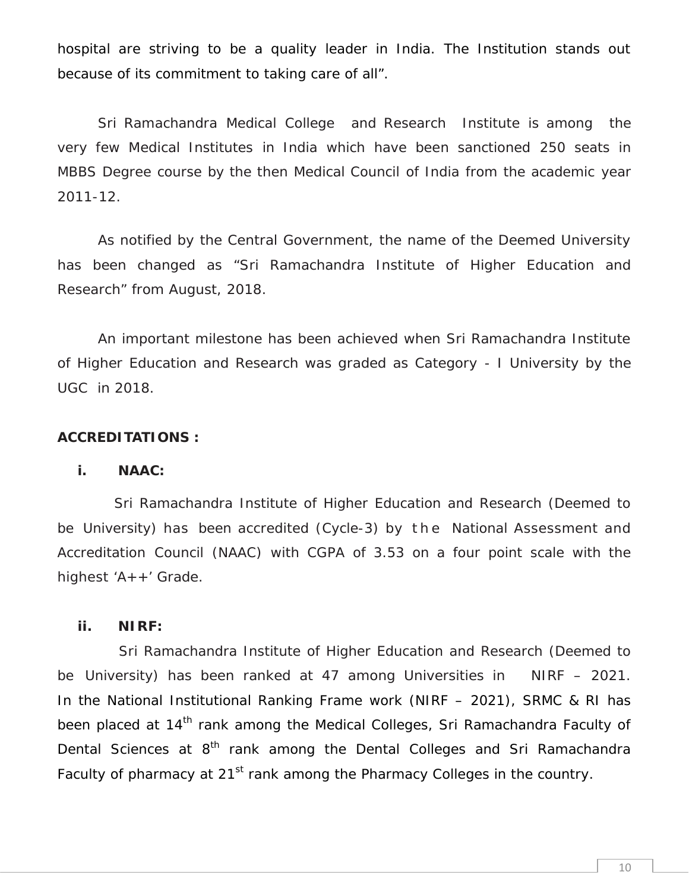hospital are striving to be a quality leader in India. The Institution stands out because of its commitment to taking care of all".

Sri Ramachandra Medical College and Research Institute is among the very few Medical Institutes in India which have been sanctioned 250 seats in MBBS Degree course by the then Medical Council of India from the academic year 2011-12.

As notified by the Central Government, the name of the Deemed University has been changed as "Sri Ramachandra Institute of Higher Education and Research" from August, 2018.

An important milestone has been achieved when Sri Ramachandra Institute of Higher Education and Research was graded as Category - I University by the UGC in 2018.

**ACCREDITATIONS :**

**i. NAAC:**

Sri Ramachandra Institute of Higher Education and Research (Deemed to be University) has been accredited (Cycle-3) by the National Assessment and Accreditation Council (NAAC) with CGPA of 3.53 on a four point scale with the highest 'A++' Grade.

**ii. NIRF:**

Sri Ramachandra Institute of Higher Education and Research (Deemed to be University) has been ranked at 47 among Universities in NIRF – 2021. In the National Institutional Ranking Frame work (NIRF – 2021), SRMC & RI has been placed at 14th rank among the Medical Colleges, Sri Ramachandra Faculty of Dental Sciences at 8th rank among the Dental Colleges and Sri Ramachandra Faculty of pharmacy at 21st rank among the Pharmacy Colleges in the country.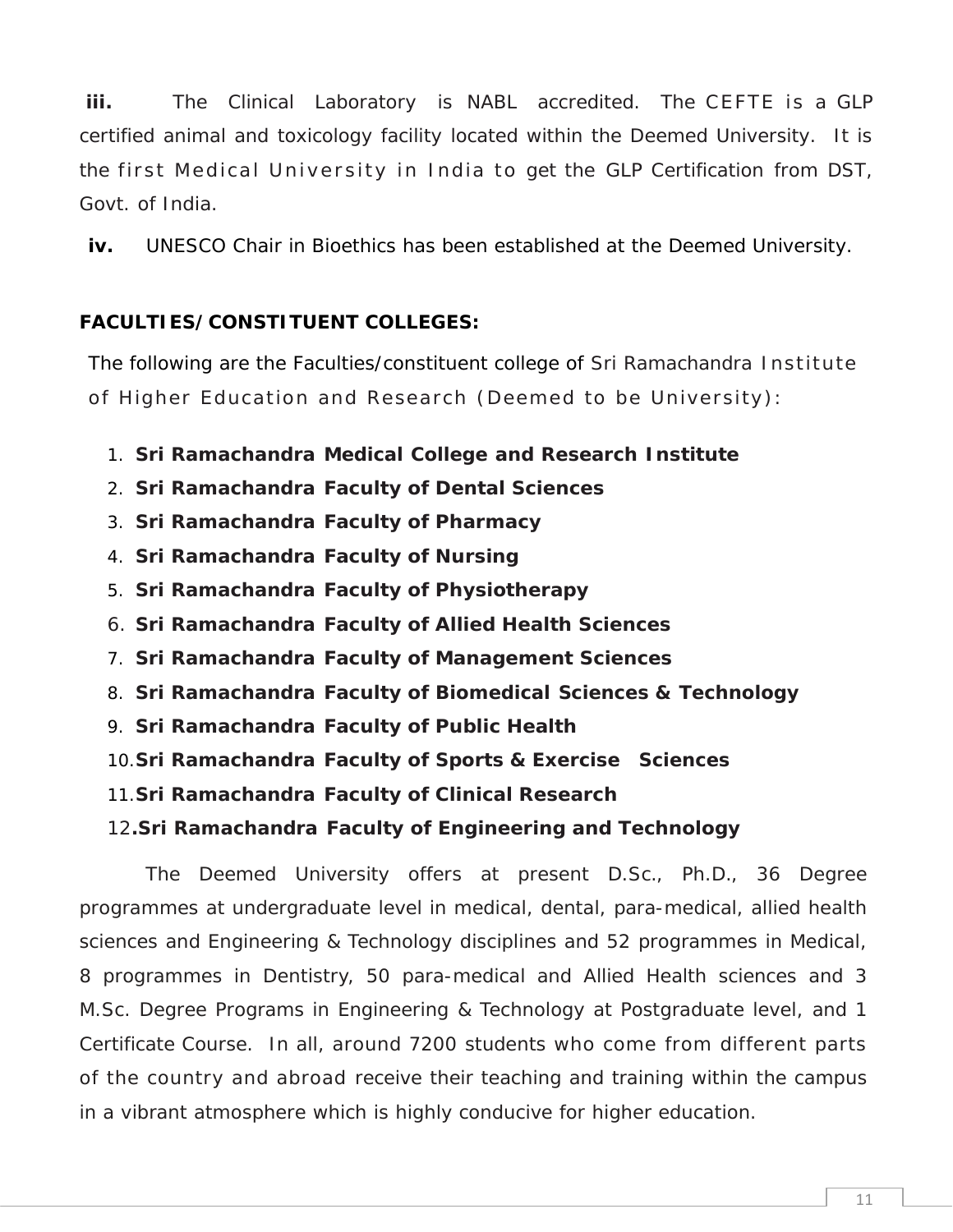**iii.** The Clinical Laboratory is NABL accredited. The CEFTE is a GLP certified animal and toxicology facility located within the Deemed University. It is the first Medical University in India to get the GLP Certification from DST, Govt. of India.

**iv.** UNESCO Chair in Bioethics has been established at the Deemed University.

**FACULTIES/CONSTITUENT COLLEGES:**

The following are the Faculties/constituent college of Sri Ramachandra Institute of Higher Education and Research (Deemed to be University):

1. **Sri Ramachandra Medical College and Research Institute**
2. **Sri Ramachandra Faculty of Dental Sciences**
3. **Sri Ramachandra Faculty of Pharmacy**
4. **Sri Ramachandra Faculty of Nursing**
5. **Sri Ramachandra Faculty of Physiotherapy**
6. **Sri Ramachandra Faculty of Allied Health Sciences**
7. **Sri Ramachandra Faculty of Management Sciences**
8. **Sri Ramachandra Faculty of Biomedical Sciences & Technology**
9. **Sri Ramachandra Faculty of Public Health**
10. **Sri Ramachandra Faculty of Sports & Exercise Sciences**
11. **Sri Ramachandra Faculty of Clinical Research**
12. **Sri Ramachandra Faculty of Engineering and Technology**

The Deemed University offers at present D.Sc., Ph.D., 36 Degree programmes at undergraduate level in medical, dental, para-medical, allied health sciences and Engineering & Technology disciplines and 52 programmes in Medical, 8 programmes in Dentistry, 50 para-medical and Allied Health sciences and 3 M.Sc. Degree Programs in Engineering & Technology at Postgraduate level, and 1 Certificate Course. In all, around 7200 students who come from different parts of the country and abroad receive their teaching and training within the campus in a vibrant atmosphere which is highly conducive for higher education.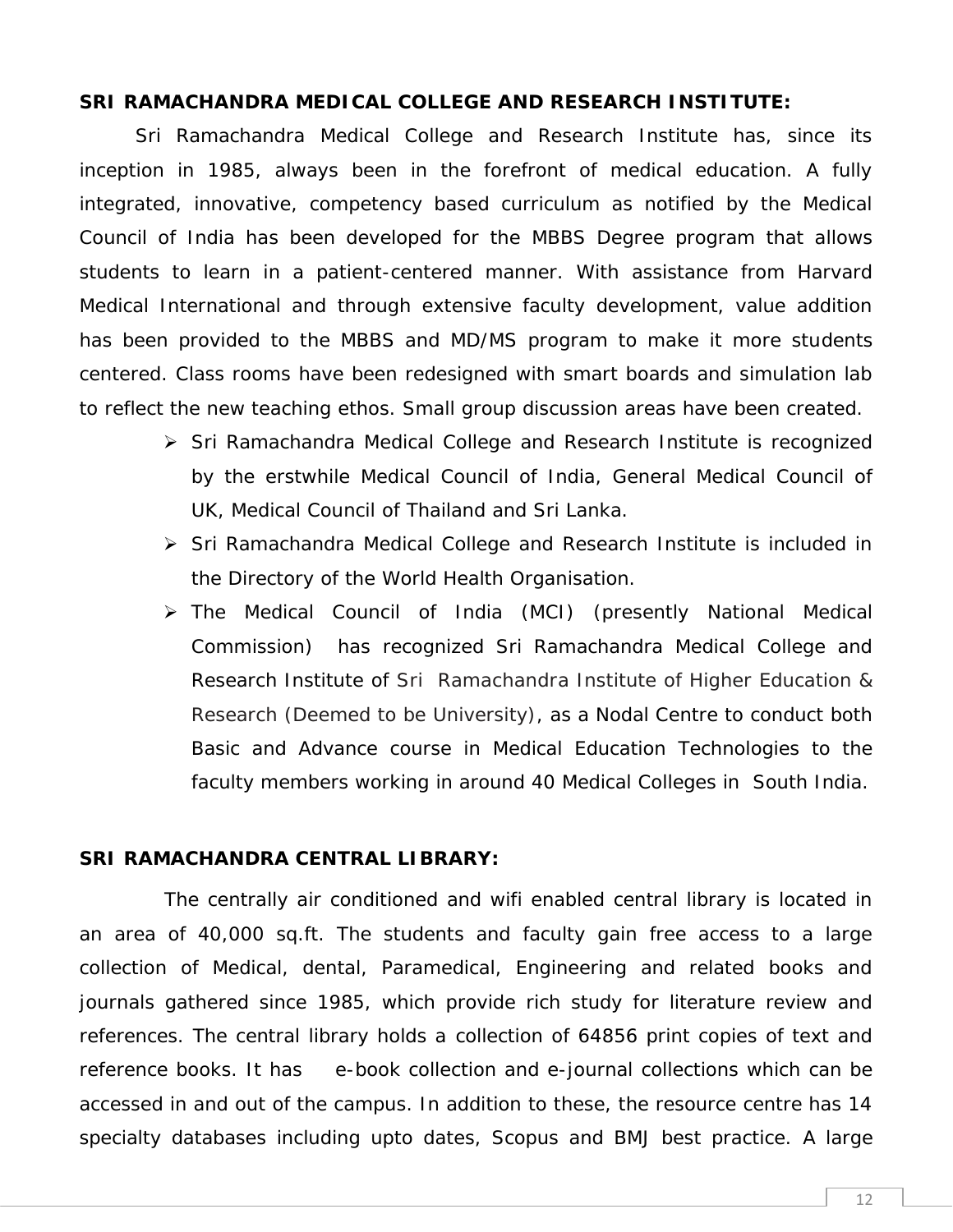**SRI RAMACHANDRA MEDICAL COLLEGE AND RESEARCH INSTITUTE:**

Sri Ramachandra Medical College and Research Institute has, since its inception in 1985, always been in the forefront of medical education. A fully integrated, innovative, competency based curriculum as notified by the Medical Council of India has been developed for the MBBS Degree program that allows students to learn in a patient-centered manner. With assistance from Harvard Medical International and through extensive faculty development, value addition has been provided to the MBBS and MD/MS program to make it more students centered. Class rooms have been redesigned with smart boards and simulation lab to reflect the new teaching ethos. Small group discussion areas have been created.

- Sri Ramachandra Medical College and Research Institute is recognized by the erstwhile Medical Council of India, General Medical Council of UK, Medical Council of Thailand and Sri Lanka.
- Sri Ramachandra Medical College and Research Institute is included in the Directory of the World Health Organisation.
- The Medical Council of India (MCI) (presently National Medical Commission) has recognized Sri Ramachandra Medical College and Research Institute of Sri Ramachandra Institute of Higher Education & Research (Deemed to be University), as a Nodal Centre to conduct both Basic and Advance course in Medical Education Technologies to the faculty members working in around 40 Medical Colleges in South India.

**SRI RAMACHANDRA CENTRAL LIBRARY:**

The centrally air conditioned and wifi enabled central library is located in an area of 40,000 sq.ft. The students and faculty gain free access to a large collection of Medical, dental, Paramedical, Engineering and related books and journals gathered since 1985, which provide rich study for literature review and references. The central library holds a collection of 64856 print copies of text and reference books. It has e-book collection and e-journal collections which can be accessed in and out of the campus. In addition to these, the resource centre has 14 specialty databases including upto dates, Scopus and BMJ best practice. A large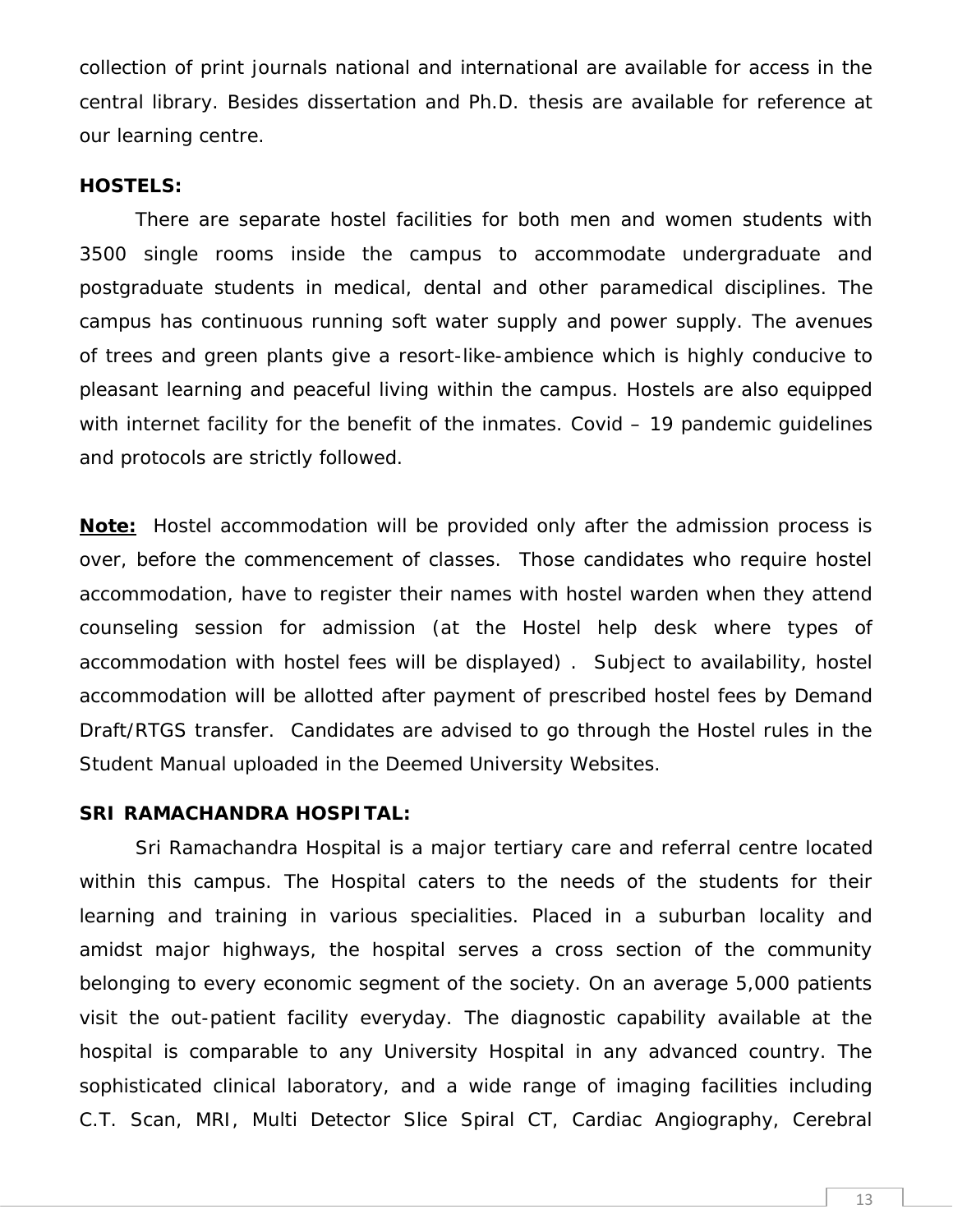collection of print journals national and international are available for access in the central library. Besides dissertation and Ph.D. thesis are available for reference at our learning centre.

**HOSTELS:**

There are separate hostel facilities for both men and women students with 3500 single rooms inside the campus to accommodate undergraduate and postgraduate students in medical, dental and other paramedical disciplines. The campus has continuous running soft water supply and power supply. The avenues of trees and green plants give a resort-like-ambience which is highly conducive to pleasant learning and peaceful living within the campus. Hostels are also equipped with internet facility for the benefit of the inmates. Covid – 19 pandemic guidelines and protocols are strictly followed.

**Note:** Hostel accommodation will be provided only after the admission process is over, before the commencement of classes. Those candidates who require hostel accommodation, have to register their names with hostel warden when they attend counseling session for admission (at the Hostel help desk where types of accommodation with hostel fees will be displayed) . Subject to availability, hostel accommodation will be allotted after payment of prescribed hostel fees by Demand Draft/RTGS transfer. Candidates are advised to go through the Hostel rules in the Student Manual uploaded in the Deemed University Websites.

**SRI RAMACHANDRA HOSPITAL:**

Sri Ramachandra Hospital is a major tertiary care and referral centre located within this campus. The Hospital caters to the needs of the students for their learning and training in various specialities. Placed in a suburban locality and amidst major highways, the hospital serves a cross section of the community belonging to every economic segment of the society. On an average 5,000 patients visit the out-patient facility everyday. The diagnostic capability available at the hospital is comparable to any University Hospital in any advanced country. The sophisticated clinical laboratory, and a wide range of imaging facilities including C.T. Scan, MRI, Multi Detector Slice Spiral CT, Cardiac Angiography, Cerebral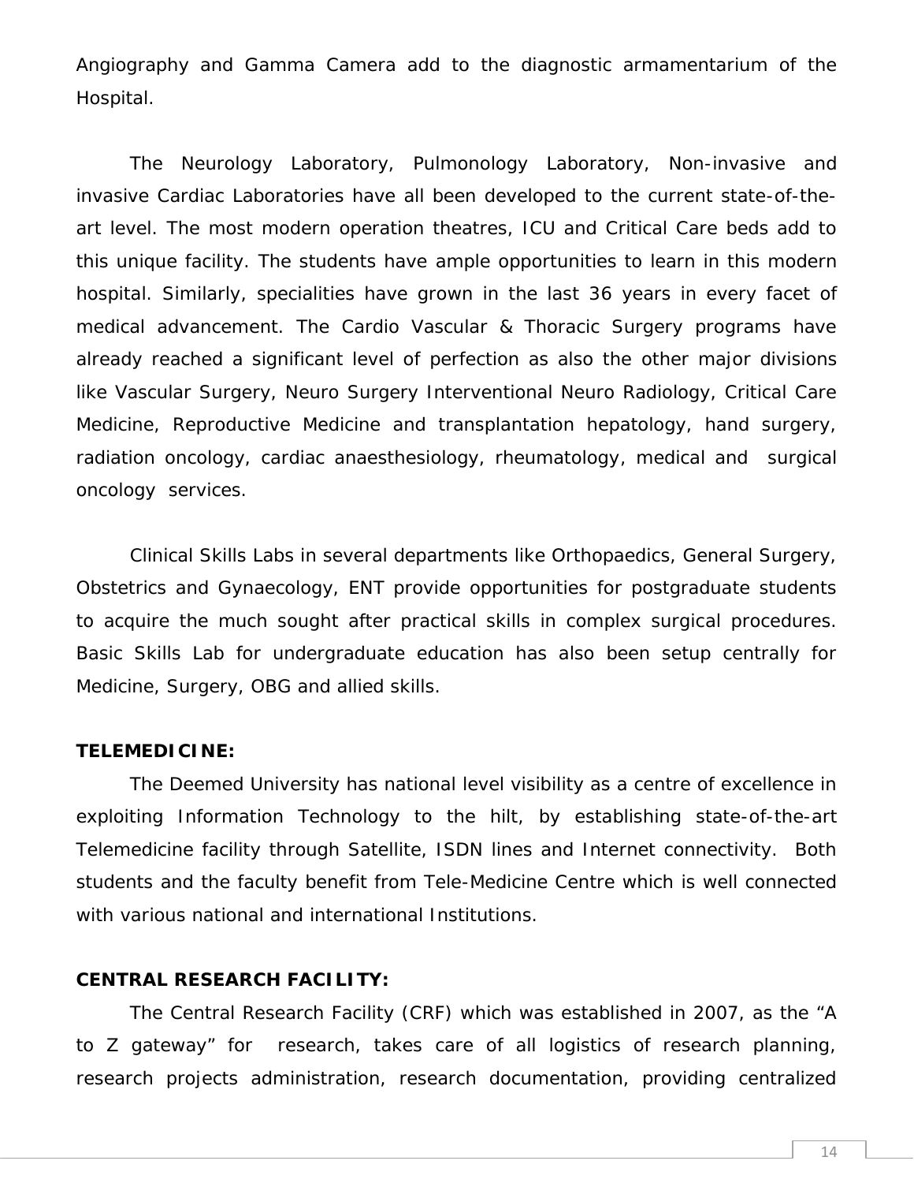Angiography and Gamma Camera add to the diagnostic armamentarium of the Hospital.

The Neurology Laboratory, Pulmonology Laboratory, Non-invasive and invasive Cardiac Laboratories have all been developed to the current state-of-the-art level. The most modern operation theatres, ICU and Critical Care beds add to this unique facility. The students have ample opportunities to learn in this modern hospital. Similarly, specialities have grown in the last 36 years in every facet of medical advancement. The Cardio Vascular & Thoracic Surgery programs have already reached a significant level of perfection as also the other major divisions like Vascular Surgery, Neuro Surgery Interventional Neuro Radiology, Critical Care Medicine, Reproductive Medicine and transplantation hepatology, hand surgery, radiation oncology, cardiac anaesthesiology, rheumatology, medical and surgical oncology services.

Clinical Skills Labs in several departments like Orthopaedics, General Surgery, Obstetrics and Gynaecology, ENT provide opportunities for postgraduate students to acquire the much sought after practical skills in complex surgical procedures. Basic Skills Lab for undergraduate education has also been setup centrally for Medicine, Surgery, OBG and allied skills.

**TELEMEDICINE:**

The Deemed University has national level visibility as a centre of excellence in exploiting Information Technology to the hilt, by establishing state-of-the-art Telemedicine facility through Satellite, ISDN lines and Internet connectivity. Both students and the faculty benefit from Tele-Medicine Centre which is well connected with various national and international Institutions.

**CENTRAL RESEARCH FACILITY:**

The Central Research Facility (CRF) which was established in 2007, as the "A to Z gateway" for research, takes care of all logistics of research planning, research projects administration, research documentation, providing centralized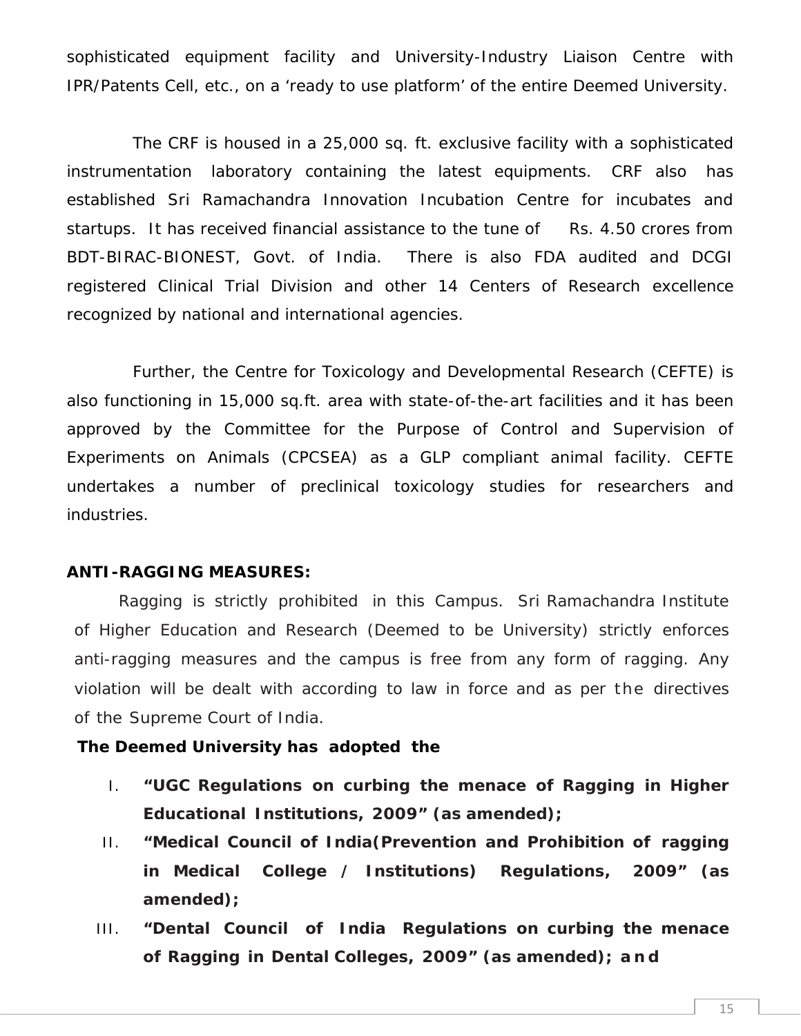sophisticated equipment facility and University-Industry Liaison Centre with IPR/Patents Cell, etc., on a 'ready to use platform' of the entire Deemed University.

The CRF is housed in a 25,000 sq. ft. exclusive facility with a sophisticated instrumentation laboratory containing the latest equipments. CRF also has established Sri Ramachandra Innovation Incubation Centre for incubates and startups. It has received financial assistance to the tune of Rs. 4.50 crores from BDT-BIRAC-BIONEST, Govt. of India. There is also FDA audited and DCGI registered Clinical Trial Division and other 14 Centers of Research excellence recognized by national and international agencies.

Further, the Centre for Toxicology and Developmental Research (CEFTE) is also functioning in 15,000 sq.ft. area with state-of-the-art facilities and it has been approved by the Committee for the Purpose of Control and Supervision of Experiments on Animals (CPCSEA) as a GLP compliant animal facility. CEFTE undertakes a number of preclinical toxicology studies for researchers and industries.

**ANTI-RAGGING MEASURES:**

Ragging is strictly prohibited in this Campus. Sri Ramachandra Institute of Higher Education and Research (Deemed to be University) strictly enforces anti-ragging measures and the campus is free from any form of ragging. Any violation will be dealt with according to law in force and as per the directives of the Supreme Court of India.

**The Deemed University has adopted the**

I. **"UGC Regulations on curbing the menace of Ragging in Higher Educational Institutions, 2009" (as amended);**
II. **"Medical Council of India(Prevention and Prohibition of ragging in Medical College / Institutions) Regulations, 2009" (as amended);**
III. **"Dental Council of India Regulations on curbing the menace of Ragging in Dental Colleges, 2009" (as amended); and**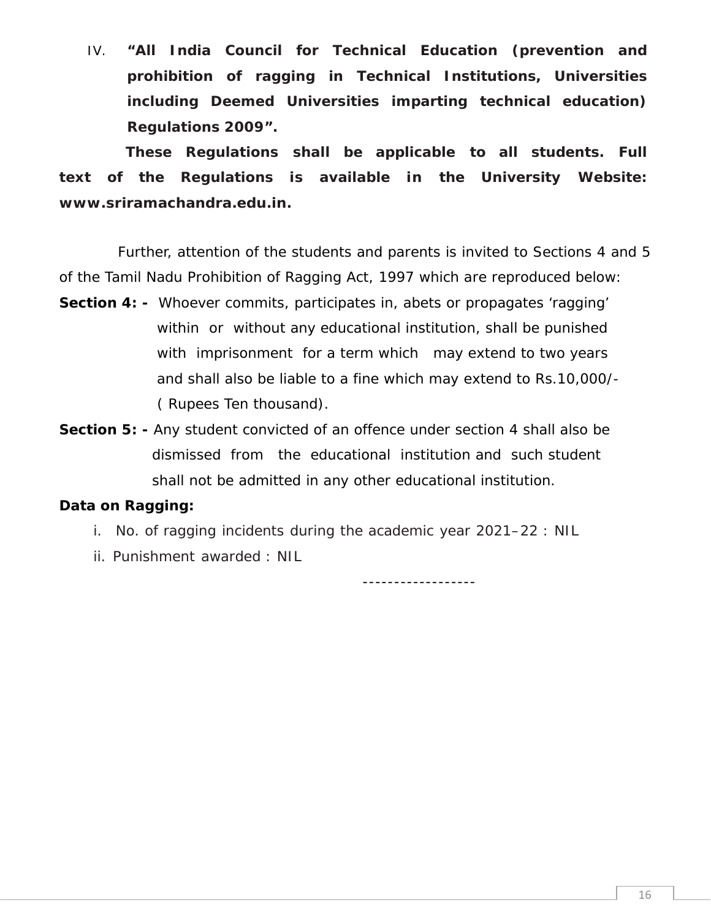IV. **“All India Council for Technical Education (prevention and prohibition of ragging in Technical Institutions, Universities including Deemed Universities imparting technical education) Regulations 2009”.**

**These Regulations shall be applicable to all students. Full text of the Regulations is available in the University Website: www.sriramachandra.edu.in.**

Further, attention of the students and parents is invited to Sections 4 and 5 of the Tamil Nadu Prohibition of Ragging Act, 1997 which are reproduced below:

**Section 4: -** Whoever commits, participates in, abets or propagates ‘ragging’ within or without any educational institution, shall be punished with imprisonment for a term which may extend to two years and shall also be liable to a fine which may extend to Rs.10,000/- ( Rupees Ten thousand).

**Section 5: -** Any student convicted of an offence under section 4 shall also be dismissed from the educational institution and such student shall not be admitted in any other educational institution.

**Data on Ragging:**

i. No. of ragging incidents during the academic year 2021–22 : NIL

ii. Punishment awarded : NIL

------------------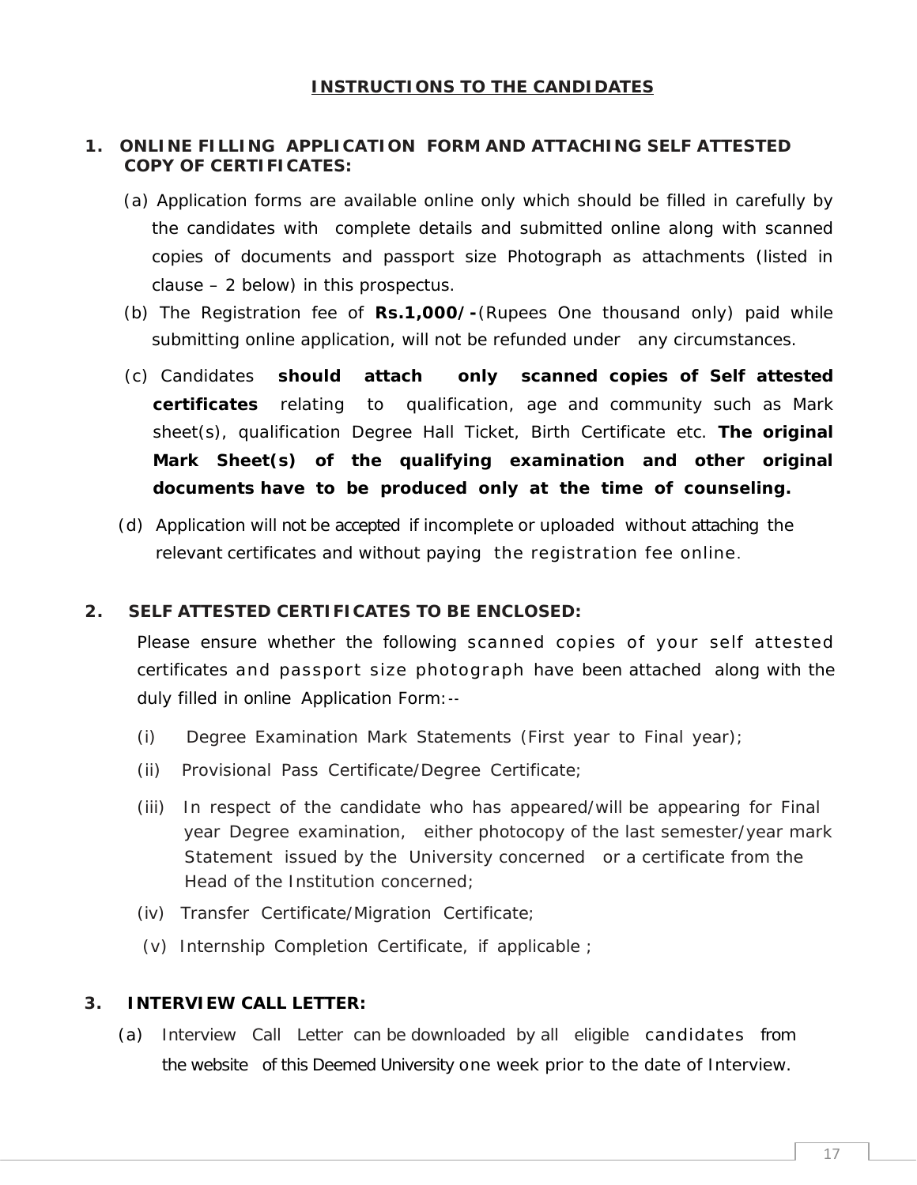# INSTRUCTIONS TO THE CANDIDATES

## 1. ONLINE FILLING APPLICATION FORM AND ATTACHING SELF ATTESTED COPY OF CERTIFICATES:

(a) Application forms are available online only which should be filled in carefully by the candidates with complete details and submitted online along with scanned copies of documents and passport size Photograph as attachments (listed in clause – 2 below) in this prospectus.

(b) The Registration fee of **Rs.1,000/-**(Rupees One thousand only) paid while submitting online application, will not be refunded under any circumstances.

(c) Candidates **should attach only scanned copies of Self attested certificates** relating to qualification, age and community such as Mark sheet(s), qualification Degree Hall Ticket, Birth Certificate etc. **The original Mark Sheet(s) of the qualifying examination and other original documents have to be produced only at the time of counseling.**

(d) Application will not be accepted if incomplete or uploaded without attaching the relevant certificates and without paying the registration fee online.

## 2. SELF ATTESTED CERTIFICATES TO BE ENCLOSED:

Please ensure whether the following scanned copies of your self attested certificates and passport size photograph have been attached along with the duly filled in online Application Form:--

(i) Degree Examination Mark Statements (First year to Final year);

(ii) Provisional Pass Certificate/Degree Certificate;

(iii) In respect of the candidate who has appeared/will be appearing for Final year Degree examination, either photocopy of the last semester/year mark Statement issued by the University concerned or a certificate from the Head of the Institution concerned;

(iv) Transfer Certificate/Migration Certificate;

(v) Internship Completion Certificate, if applicable ;

## 3. INTERVIEW CALL LETTER:

(a) Interview Call Letter can be downloaded by all eligible candidates from the website of this Deemed University one week prior to the date of Interview.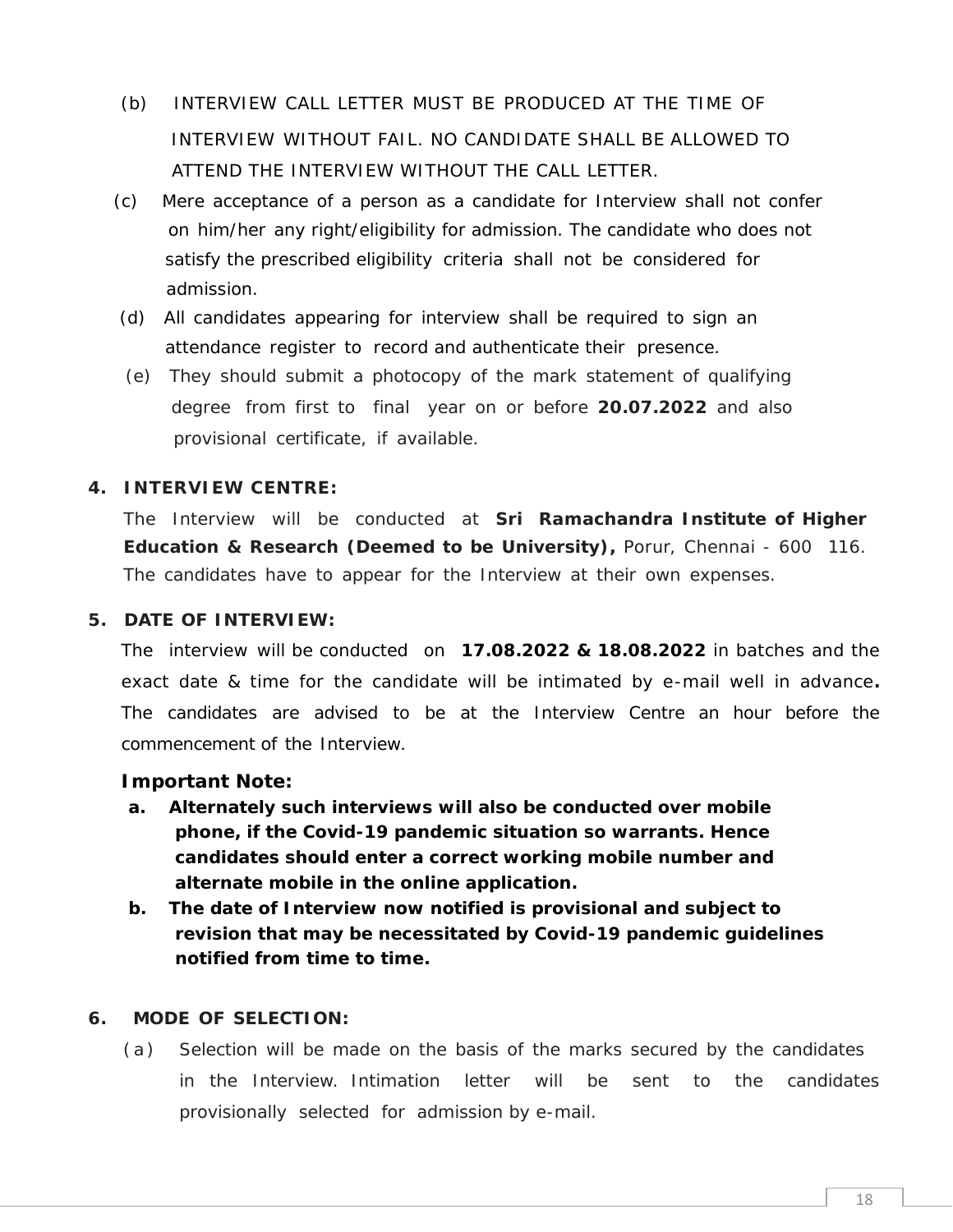(b) INTERVIEW CALL LETTER MUST BE PRODUCED AT THE TIME OF INTERVIEW WITHOUT FAIL. NO CANDIDATE SHALL BE ALLOWED TO ATTEND THE INTERVIEW WITHOUT THE CALL LETTER.

(c) Mere acceptance of a person as a candidate for Interview shall not confer on him/her any right/eligibility for admission. The candidate who does not satisfy the prescribed eligibility criteria shall not be considered for admission.

(d) All candidates appearing for interview shall be required to sign an attendance register to record and authenticate their presence.

(e) They should submit a photocopy of the mark statement of qualifying degree from first to final year on or before **20.07.2022** and also provisional certificate, if available.

**4. INTERVIEW CENTRE:**

The Interview will be conducted at **Sri Ramachandra Institute of Higher Education & Research (Deemed to be University),** Porur, Chennai - 600 116. The candidates have to appear for the Interview at their own expenses.

**5. DATE OF INTERVIEW:**

The interview will be conducted on **17.08.2022 & 18.08.2022** in batches and the exact date & time for the candidate will be intimated by e-mail well in advance**.** The candidates are advised to be at the Interview Centre an hour before the commencement of the Interview.

**Important Note:**

**a. Alternately such interviews will also be conducted over mobile phone, if the Covid-19 pandemic situation so warrants. Hence candidates should enter a correct working mobile number and alternate mobile in the online application.**

**b. The date of Interview now notified is provisional and subject to revision that may be necessitated by Covid-19 pandemic guidelines notified from time to time.**

**6. MODE OF SELECTION:**

(a) Selection will be made on the basis of the marks secured by the candidates in the Interview. Intimation letter will be sent to the candidates provisionally selected for admission by e-mail.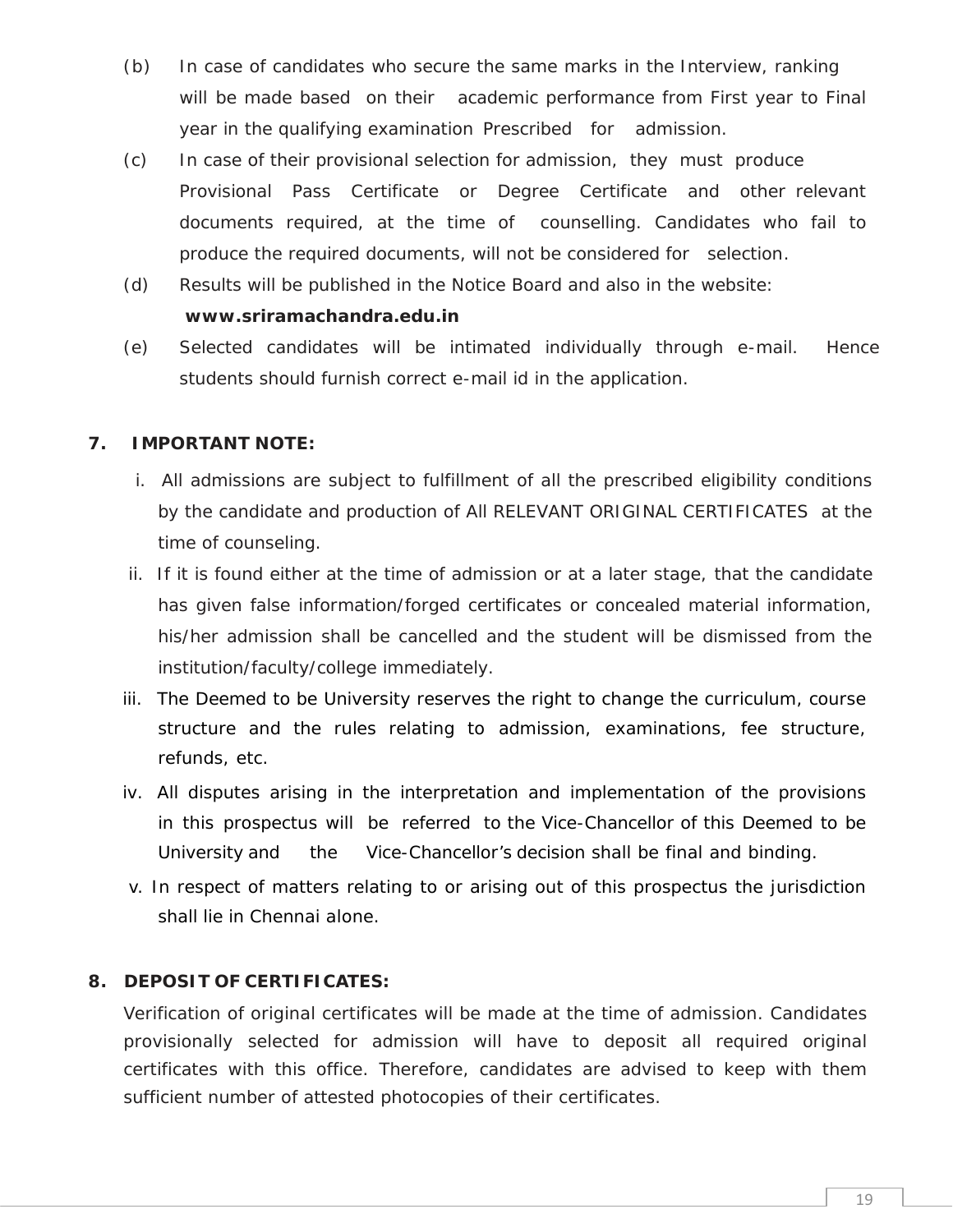(b) In case of candidates who secure the same marks in the Interview, ranking will be made based on their academic performance from First year to Final year in the qualifying examination Prescribed for admission.

(c) In case of their provisional selection for admission, they must produce Provisional Pass Certificate or Degree Certificate and other relevant documents required, at the time of counselling. Candidates who fail to produce the required documents, will not be considered for selection.

(d) Results will be published in the Notice Board and also in the website: **www.sriramachandra.edu.in**

(e) Selected candidates will be intimated individually through e-mail. Hence students should furnish correct e-mail id in the application.

## 7. IMPORTANT NOTE:

i. All admissions are subject to fulfillment of all the prescribed eligibility conditions by the candidate and production of All RELEVANT ORIGINAL CERTIFICATES at the time of counseling.

ii. If it is found either at the time of admission or at a later stage, that the candidate has given false information/forged certificates or concealed material information, his/her admission shall be cancelled and the student will be dismissed from the institution/faculty/college immediately.

iii. The Deemed to be University reserves the right to change the curriculum, course structure and the rules relating to admission, examinations, fee structure, refunds, etc.

iv. All disputes arising in the interpretation and implementation of the provisions in this prospectus will be referred to the Vice-Chancellor of this Deemed to be University and the Vice-Chancellor's decision shall be final and binding.

v. In respect of matters relating to or arising out of this prospectus the jurisdiction shall lie in Chennai alone.

## 8. DEPOSIT OF CERTIFICATES:

Verification of original certificates will be made at the time of admission. Candidates provisionally selected for admission will have to deposit all required original certificates with this office. Therefore, candidates are advised to keep with them sufficient number of attested photocopies of their certificates.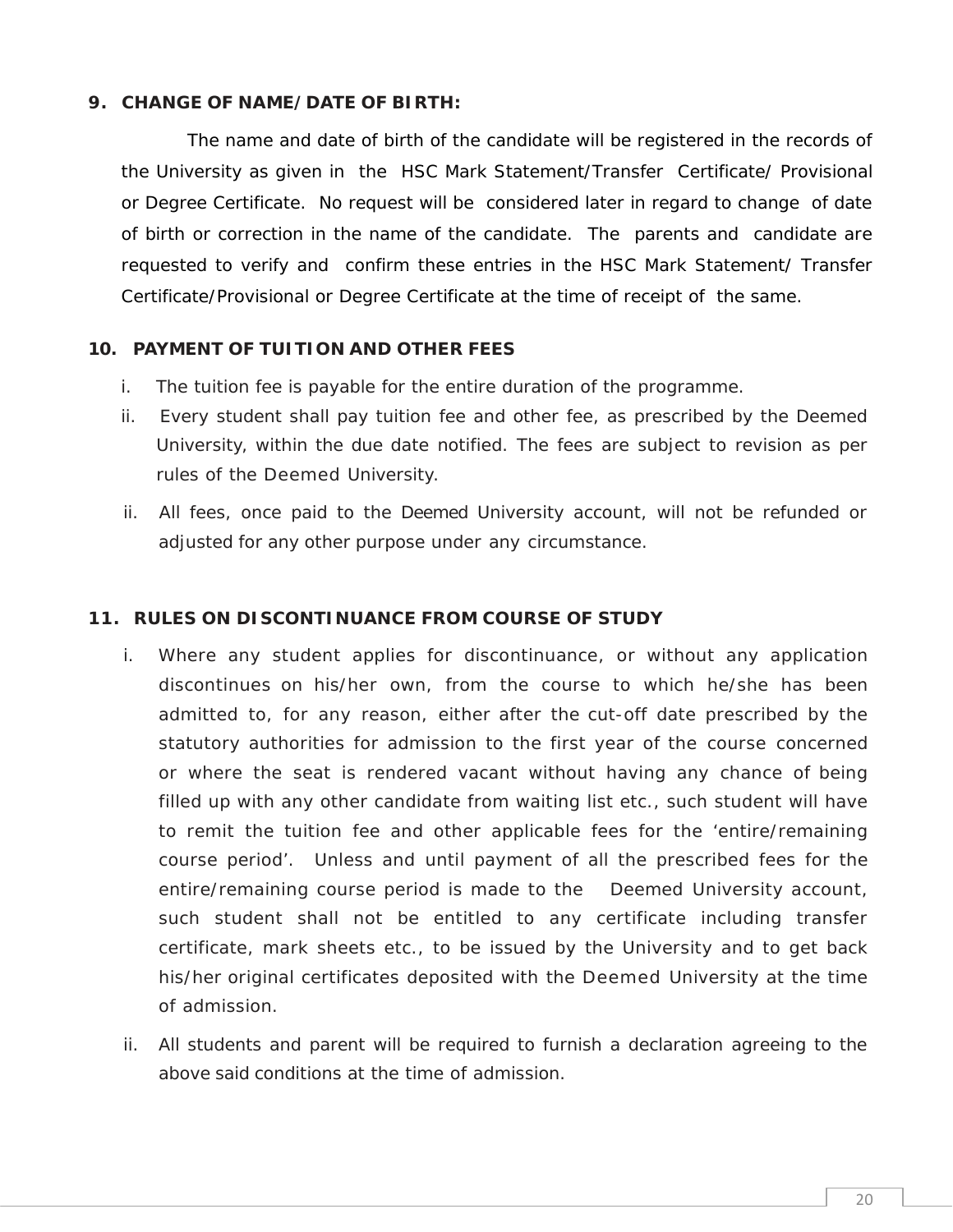## 9. CHANGE OF NAME/ DATE OF BIRTH:

The name and date of birth of the candidate will be registered in the records of the University as given in the HSC Mark Statement/Transfer Certificate/ Provisional or Degree Certificate. No request will be considered later in regard to change of date of birth or correction in the name of the candidate. The parents and candidate are requested to verify and confirm these entries in the HSC Mark Statement/ Transfer Certificate/Provisional or Degree Certificate at the time of receipt of the same.

## 10. PAYMENT OF TUITION AND OTHER FEES

i. The tuition fee is payable for the entire duration of the programme.

ii. Every student shall pay tuition fee and other fee, as prescribed by the Deemed University, within the due date notified. The fees are subject to revision as per rules of the Deemed University.

ii. All fees, once paid to the Deemed University account, will not be refunded or adjusted for any other purpose under any circumstance.

## 11. RULES ON DISCONTINUANCE FROM COURSE OF STUDY

i. Where any student applies for discontinuance, or without any application discontinues on his/her own, from the course to which he/she has been admitted to, for any reason, either after the cut-off date prescribed by the statutory authorities for admission to the first year of the course concerned or where the seat is rendered vacant without having any chance of being filled up with any other candidate from waiting list etc., such student will have to remit the tuition fee and other applicable fees for the 'entire/remaining course period'. Unless and until payment of all the prescribed fees for the entire/remaining course period is made to the Deemed University account, such student shall not be entitled to any certificate including transfer certificate, mark sheets etc., to be issued by the University and to get back his/her original certificates deposited with the Deemed University at the time of admission.

ii. All students and parent will be required to furnish a declaration agreeing to the above said conditions at the time of admission.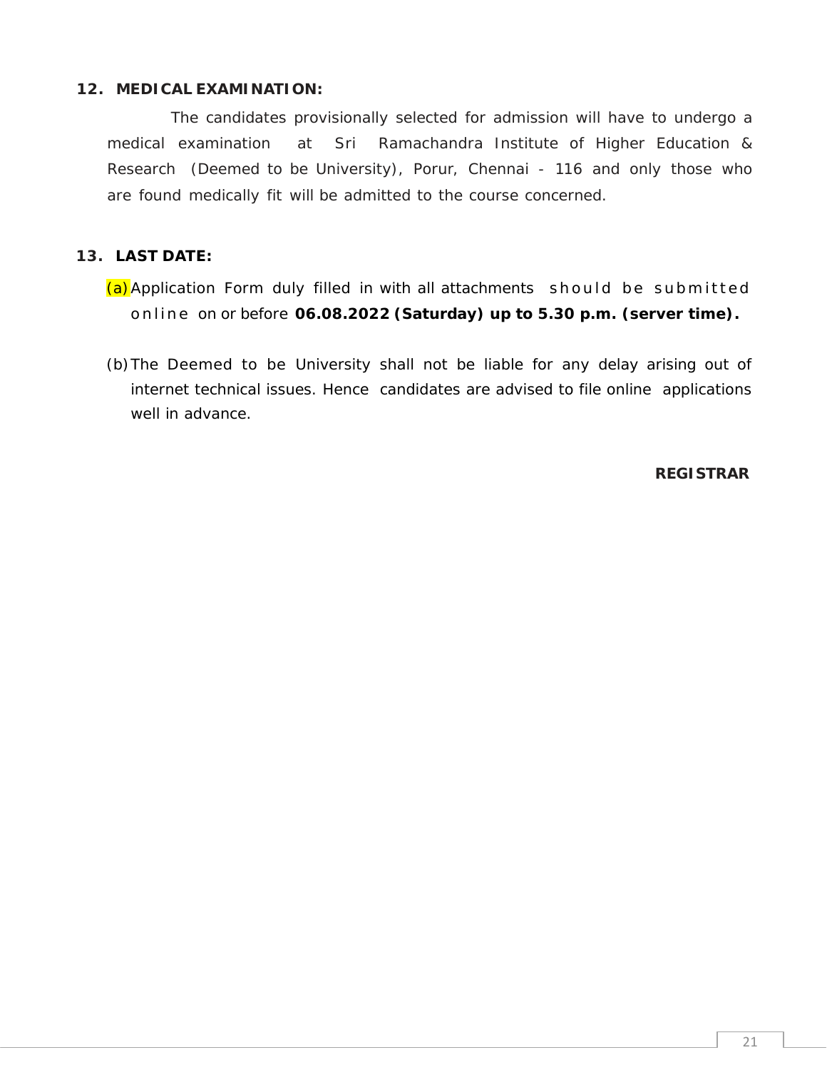## 12. MEDICAL EXAMINATION:

The candidates provisionally selected for admission will have to undergo a medical examination at Sri Ramachandra Institute of Higher Education & Research (Deemed to be University), Porur, Chennai - 116 and only those who are found medically fit will be admitted to the course concerned.

## 13. LAST DATE:

(a) Application Form duly filled in with all attachments should be submitted online on or before **06.08.2022 (Saturday) up to 5.30 p.m. (server time).**

(b) The Deemed to be University shall not be liable for any delay arising out of internet technical issues. Hence candidates are advised to file online applications well in advance.

**REGISTRAR**